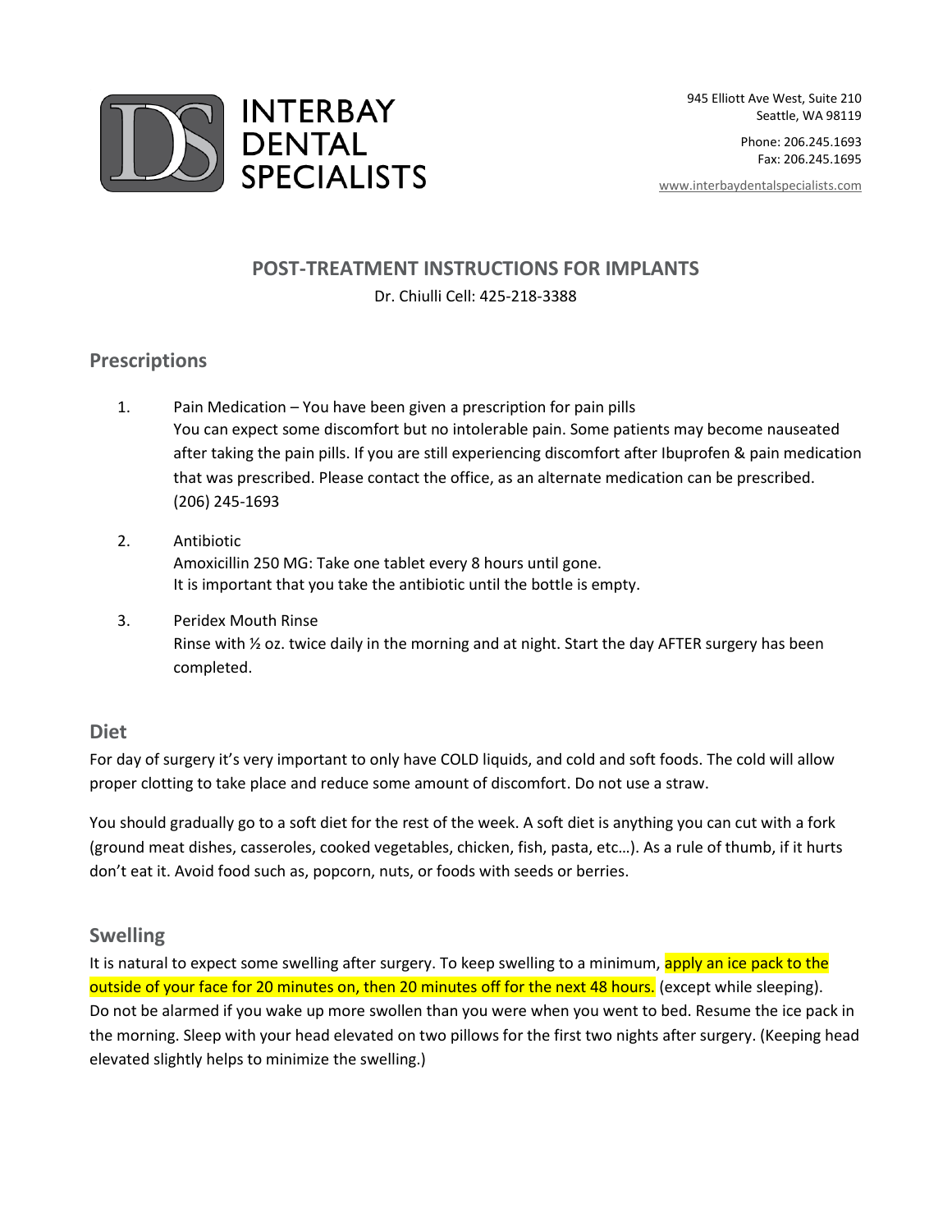# INTERBAY DENTAL SPECIALISTS

945 Elliott Ave West, Suite 210
Seattle, WA 98119

Phone: 206.245.1693
Fax: 206.245.1695

www.interbaydentalspecialists.com

## POST-TREATMENT INSTRUCTIONS FOR IMPLANTS

Dr. Chiulli Cell: 425-218-3388

### Prescriptions

1. Pain Medication – You have been given a prescription for pain pills
   You can expect some discomfort but no intolerable pain. Some patients may become nauseated after taking the pain pills. If you are still experiencing discomfort after Ibuprofen & pain medication that was prescribed. Please contact the office, as an alternate medication can be prescribed. (206) 245-1693

2. Antibiotic
   Amoxicillin 250 MG: Take one tablet every 8 hours until gone.
   It is important that you take the antibiotic until the bottle is empty.

3. Peridex Mouth Rinse
   Rinse with ½ oz. twice daily in the morning and at night. Start the day AFTER surgery has been completed.

### Diet

For day of surgery it's very important to only have COLD liquids, and cold and soft foods. The cold will allow proper clotting to take place and reduce some amount of discomfort. Do not use a straw.

You should gradually go to a soft diet for the rest of the week. A soft diet is anything you can cut with a fork (ground meat dishes, casseroles, cooked vegetables, chicken, fish, pasta, etc…). As a rule of thumb, if it hurts don't eat it. Avoid food such as, popcorn, nuts, or foods with seeds or berries.

### Swelling

It is natural to expect some swelling after surgery. To keep swelling to a minimum, apply an ice pack to the outside of your face for 20 minutes on, then 20 minutes off for the next 48 hours. (except while sleeping). Do not be alarmed if you wake up more swollen than you were when you went to bed. Resume the ice pack in the morning. Sleep with your head elevated on two pillows for the first two nights after surgery. (Keeping head elevated slightly helps to minimize the swelling.)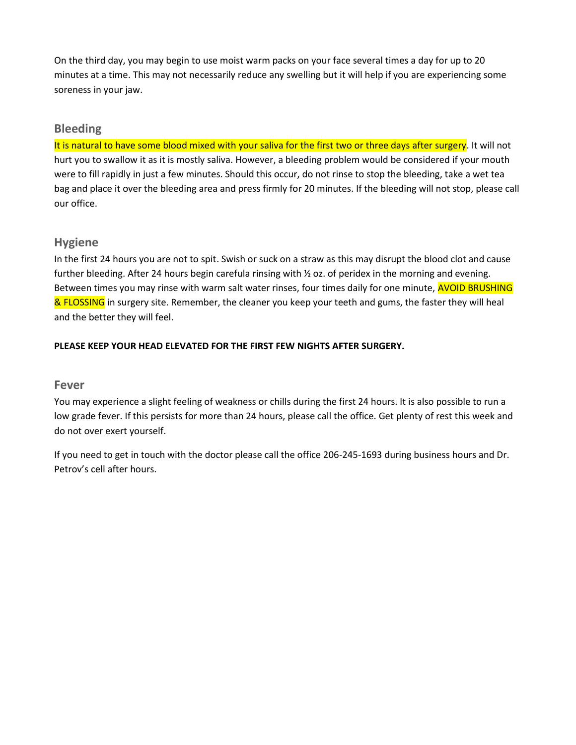On the third day, you may begin to use moist warm packs on your face several times a day for up to 20 minutes at a time. This may not necessarily reduce any swelling but it will help if you are experiencing some soreness in your jaw.

## Bleeding

It is natural to have some blood mixed with your saliva for the first two or three days after surgery. It will not hurt you to swallow it as it is mostly saliva. However, a bleeding problem would be considered if your mouth were to fill rapidly in just a few minutes. Should this occur, do not rinse to stop the bleeding, take a wet tea bag and place it over the bleeding area and press firmly for 20 minutes. If the bleeding will not stop, please call our office.

## Hygiene

In the first 24 hours you are not to spit. Swish or suck on a straw as this may disrupt the blood clot and cause further bleeding. After 24 hours begin carefula rinsing with ½ oz. of peridex in the morning and evening. Between times you may rinse with warm salt water rinses, four times daily for one minute, AVOID BRUSHING & FLOSSING in surgery site. Remember, the cleaner you keep your teeth and gums, the faster they will heal and the better they will feel.

**PLEASE KEEP YOUR HEAD ELEVATED FOR THE FIRST FEW NIGHTS AFTER SURGERY.**

## Fever

You may experience a slight feeling of weakness or chills during the first 24 hours. It is also possible to run a low grade fever. If this persists for more than 24 hours, please call the office. Get plenty of rest this week and do not over exert yourself.

If you need to get in touch with the doctor please call the office 206-245-1693 during business hours and Dr. Petrov's cell after hours.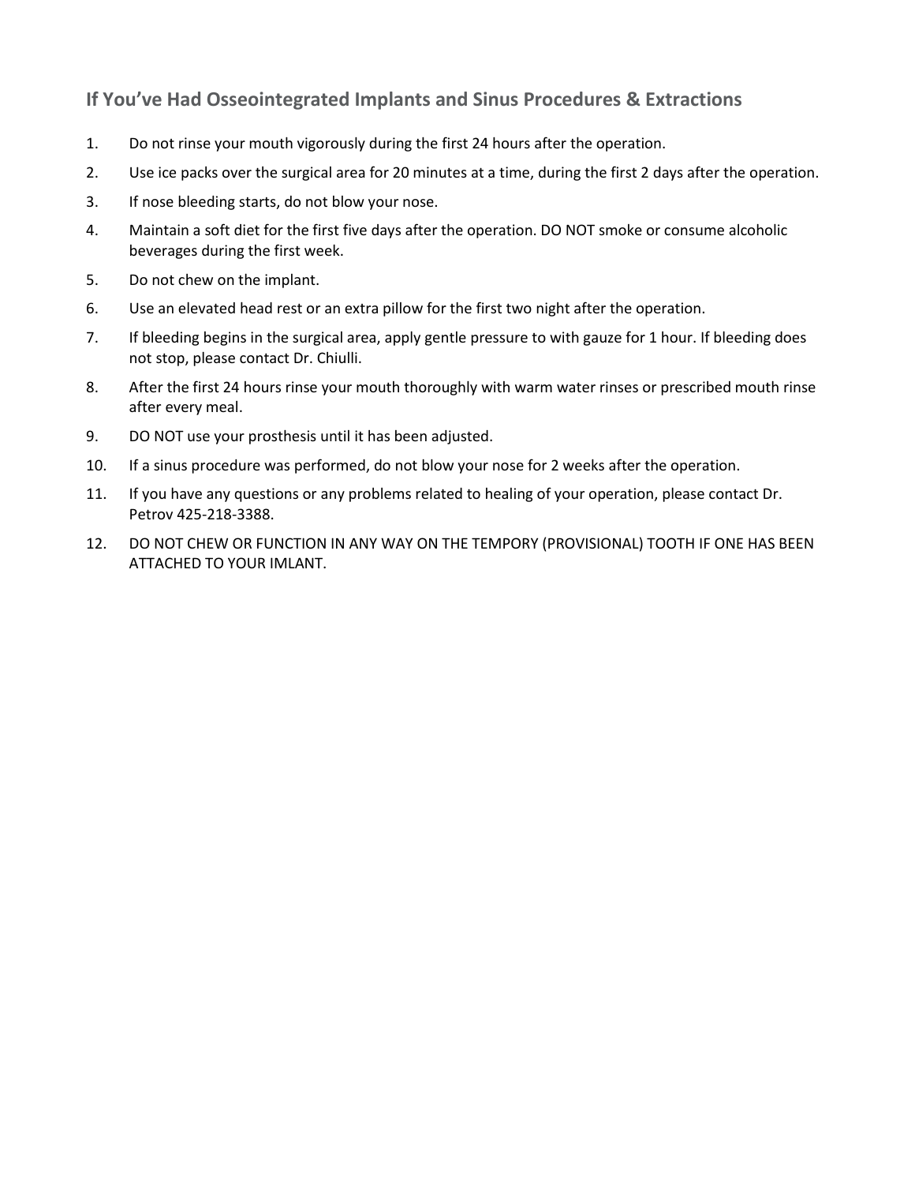## If You've Had Osseointegrated Implants and Sinus Procedures & Extractions

1. Do not rinse your mouth vigorously during the first 24 hours after the operation.
2. Use ice packs over the surgical area for 20 minutes at a time, during the first 2 days after the operation.
3. If nose bleeding starts, do not blow your nose.
4. Maintain a soft diet for the first five days after the operation. DO NOT smoke or consume alcoholic beverages during the first week.
5. Do not chew on the implant.
6. Use an elevated head rest or an extra pillow for the first two night after the operation.
7. If bleeding begins in the surgical area, apply gentle pressure to with gauze for 1 hour. If bleeding does not stop, please contact Dr. Chiulli.
8. After the first 24 hours rinse your mouth thoroughly with warm water rinses or prescribed mouth rinse after every meal.
9. DO NOT use your prosthesis until it has been adjusted.
10. If a sinus procedure was performed, do not blow your nose for 2 weeks after the operation.
11. If you have any questions or any problems related to healing of your operation, please contact Dr. Petrov 425-218-3388.
12. DO NOT CHEW OR FUNCTION IN ANY WAY ON THE TEMPORY (PROVISIONAL) TOOTH IF ONE HAS BEEN ATTACHED TO YOUR IMLANT.